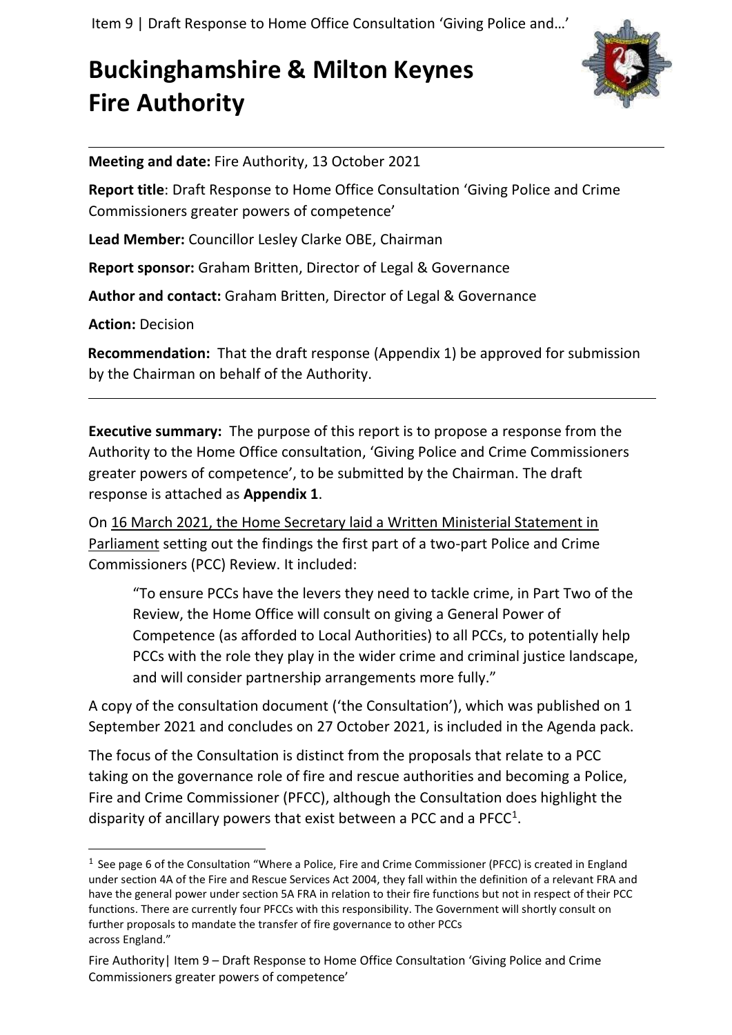# Buckinghamshire & Milton Keynes Fire Authority

**Meeting and date:** Fire Authority, 13 October 2021

**Report title**: Draft Response to Home Office Consultation 'Giving Police and Crime Commissioners greater powers of competence'

**Lead Member:** Councillor Lesley Clarke OBE, Chairman

**Report sponsor:** Graham Britten, Director of Legal & Governance

**Author and contact:** Graham Britten, Director of Legal & Governance

**Action:** Decision

**Recommendation:** That the draft response (Appendix 1) be approved for submission by the Chairman on behalf of the Authority.

---

**Executive summary:** The purpose of this report is to propose a response from the Authority to the Home Office consultation, 'Giving Police and Crime Commissioners greater powers of competence', to be submitted by the Chairman. The draft response is attached as **Appendix 1**.

On 16 March 2021, the Home Secretary laid a Written Ministerial Statement in Parliament setting out the findings the first part of a two-part Police and Crime Commissioners (PCC) Review. It included:

> "To ensure PCCs have the levers they need to tackle crime, in Part Two of the Review, the Home Office will consult on giving a General Power of Competence (as afforded to Local Authorities) to all PCCs, to potentially help PCCs with the role they play in the wider crime and criminal justice landscape, and will consider partnership arrangements more fully."

A copy of the consultation document ('the Consultation'), which was published on 1 September 2021 and concludes on 27 October 2021, is included in the Agenda pack.

The focus of the Consultation is distinct from the proposals that relate to a PCC taking on the governance role of fire and rescue authorities and becoming a Police, Fire and Crime Commissioner (PFCC), although the Consultation does highlight the disparity of ancillary powers that exist between a PCC and a PFCC[1].

[1] See page 6 of the Consultation "Where a Police, Fire and Crime Commissioner (PFCC) is created in England under section 4A of the Fire and Rescue Services Act 2004, they fall within the definition of a relevant FRA and have the general power under section 5A FRA in relation to their fire functions but not in respect of their PCC functions. There are currently four PFCCs with this responsibility. The Government will shortly consult on further proposals to mandate the transfer of fire governance to other PCCs across England."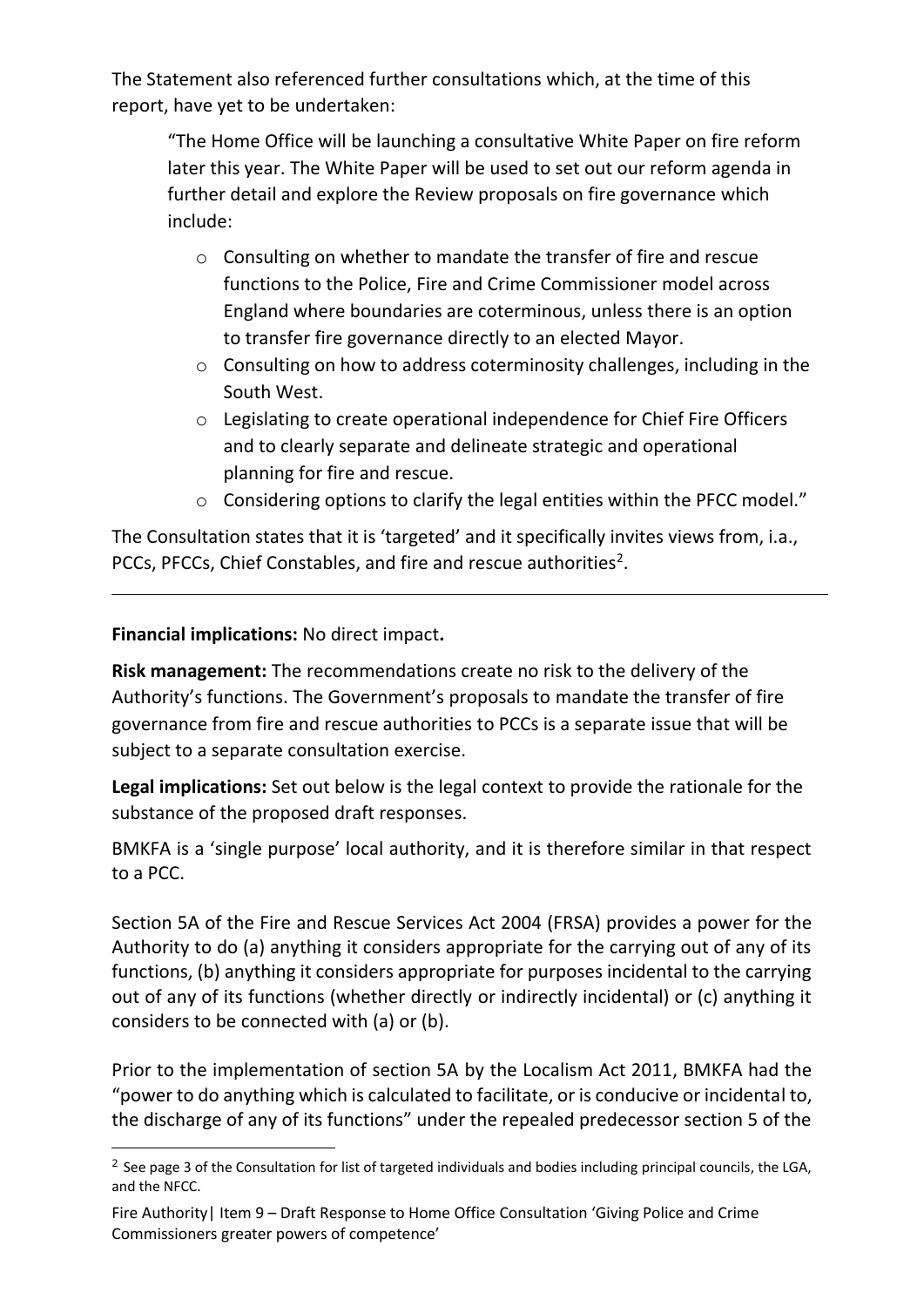The Statement also referenced further consultations which, at the time of this report, have yet to be undertaken:

> "The Home Office will be launching a consultative White Paper on fire reform later this year. The White Paper will be used to set out our reform agenda in further detail and explore the Review proposals on fire governance which include:
>
> - Consulting on whether to mandate the transfer of fire and rescue functions to the Police, Fire and Crime Commissioner model across England where boundaries are coterminous, unless there is an option to transfer fire governance directly to an elected Mayor.
> - Consulting on how to address coterminosity challenges, including in the South West.
> - Legislating to create operational independence for Chief Fire Officers and to clearly separate and delineate strategic and operational planning for fire and rescue.
> - Considering options to clarify the legal entities within the PFCC model."

The Consultation states that it is 'targeted' and it specifically invites views from, i.a., PCCs, PFCCs, Chief Constables, and fire and rescue authorities[2].

---

**Financial implications:** No direct impact**.**

**Risk management:** The recommendations create no risk to the delivery of the Authority's functions. The Government's proposals to mandate the transfer of fire governance from fire and rescue authorities to PCCs is a separate issue that will be subject to a separate consultation exercise.

**Legal implications:** Set out below is the legal context to provide the rationale for the substance of the proposed draft responses.

BMKFA is a 'single purpose' local authority, and it is therefore similar in that respect to a PCC.

Section 5A of the Fire and Rescue Services Act 2004 (FRSA) provides a power for the Authority to do (a) anything it considers appropriate for the carrying out of any of its functions, (b) anything it considers appropriate for purposes incidental to the carrying out of any of its functions (whether directly or indirectly incidental) or (c) anything it considers to be connected with (a) or (b).

Prior to the implementation of section 5A by the Localism Act 2011, BMKFA had the "power to do anything which is calculated to facilitate, or is conducive or incidental to, the discharge of any of its functions" under the repealed predecessor section 5 of the

[2] See page 3 of the Consultation for list of targeted individuals and bodies including principal councils, the LGA, and the NFCC.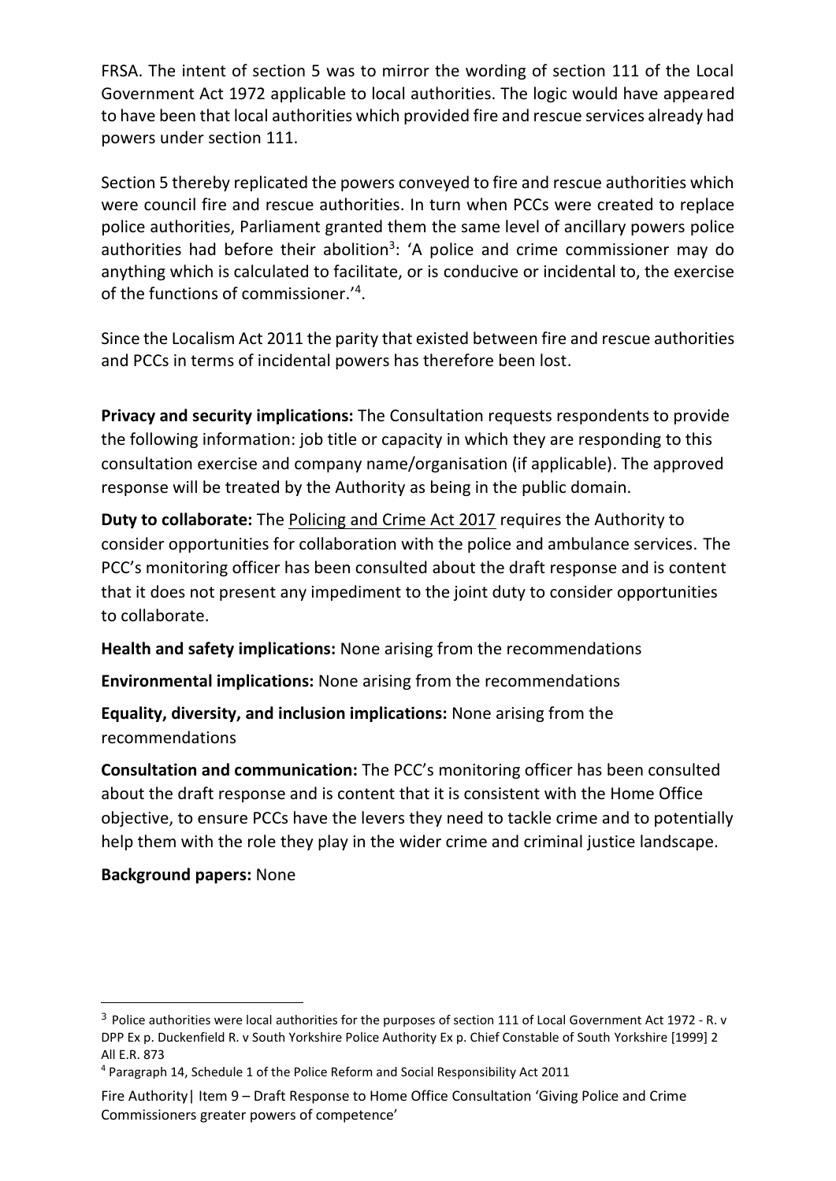FRSA. The intent of section 5 was to mirror the wording of section 111 of the Local Government Act 1972 applicable to local authorities. The logic would have appeared to have been that local authorities which provided fire and rescue services already had powers under section 111.

Section 5 thereby replicated the powers conveyed to fire and rescue authorities which were council fire and rescue authorities. In turn when PCCs were created to replace police authorities, Parliament granted them the same level of ancillary powers police authorities had before their abolition[3]: 'A police and crime commissioner may do anything which is calculated to facilitate, or is conducive or incidental to, the exercise of the functions of commissioner.'[4].

Since the Localism Act 2011 the parity that existed between fire and rescue authorities and PCCs in terms of incidental powers has therefore been lost.

**Privacy and security implications:** The Consultation requests respondents to provide the following information: job title or capacity in which they are responding to this consultation exercise and company name/organisation (if applicable). The approved response will be treated by the Authority as being in the public domain.

**Duty to collaborate:** The Policing and Crime Act 2017 requires the Authority to consider opportunities for collaboration with the police and ambulance services. The PCC's monitoring officer has been consulted about the draft response and is content that it does not present any impediment to the joint duty to consider opportunities to collaborate.

**Health and safety implications:** None arising from the recommendations

**Environmental implications:** None arising from the recommendations

**Equality, diversity, and inclusion implications:** None arising from the recommendations

**Consultation and communication:** The PCC's monitoring officer has been consulted about the draft response and is content that it is consistent with the Home Office objective, to ensure PCCs have the levers they need to tackle crime and to potentially help them with the role they play in the wider crime and criminal justice landscape.

**Background papers:** None

---

[3] Police authorities were local authorities for the purposes of section 111 of Local Government Act 1972 - R. v DPP Ex p. Duckenfield R. v South Yorkshire Police Authority Ex p. Chief Constable of South Yorkshire [1999] 2 All E.R. 873

[4] Paragraph 14, Schedule 1 of the Police Reform and Social Responsibility Act 2011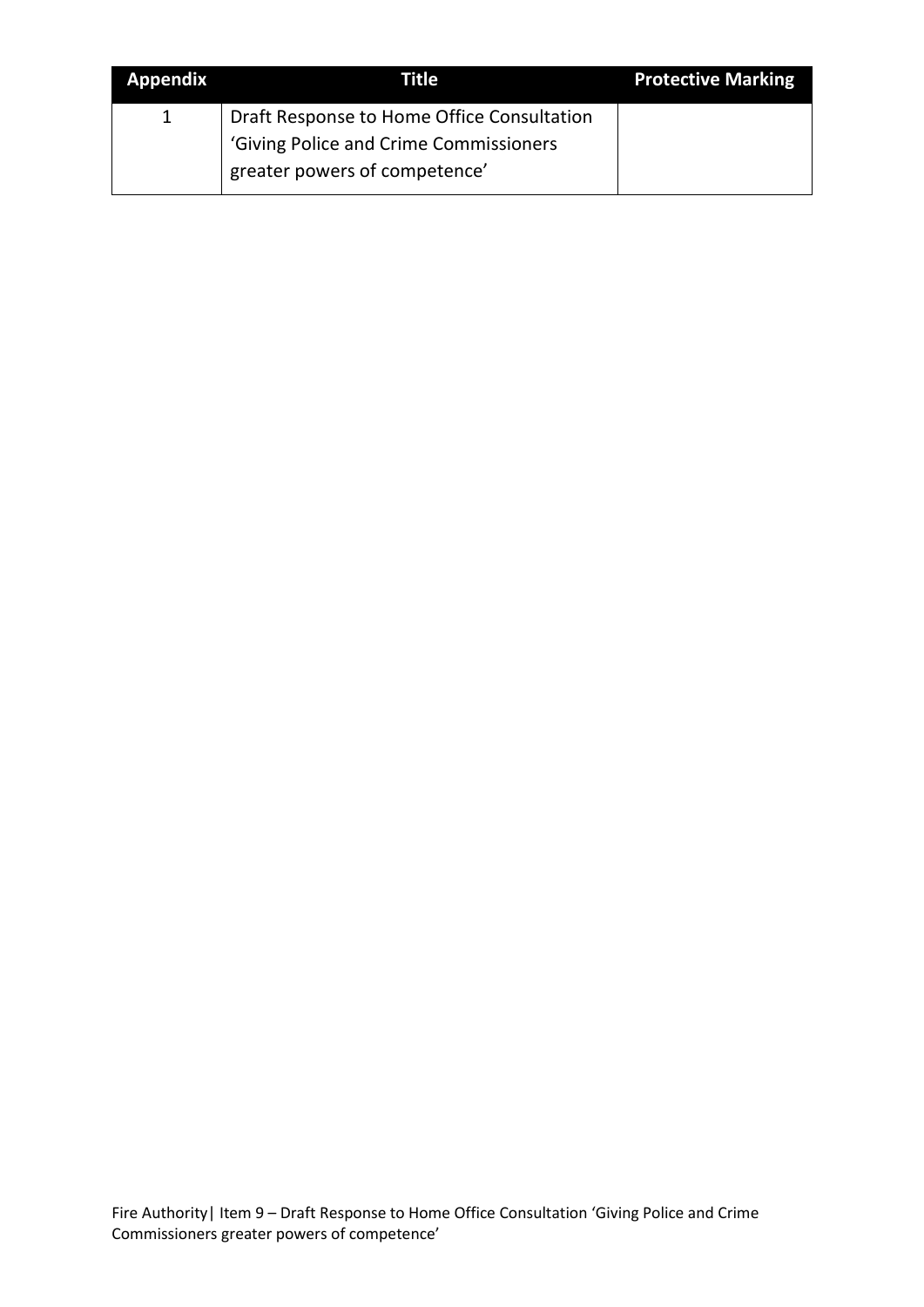| Appendix | Title | Protective Marking |
|---|---|---|
| 1 | Draft Response to Home Office Consultation 'Giving Police and Crime Commissioners greater powers of competence' | |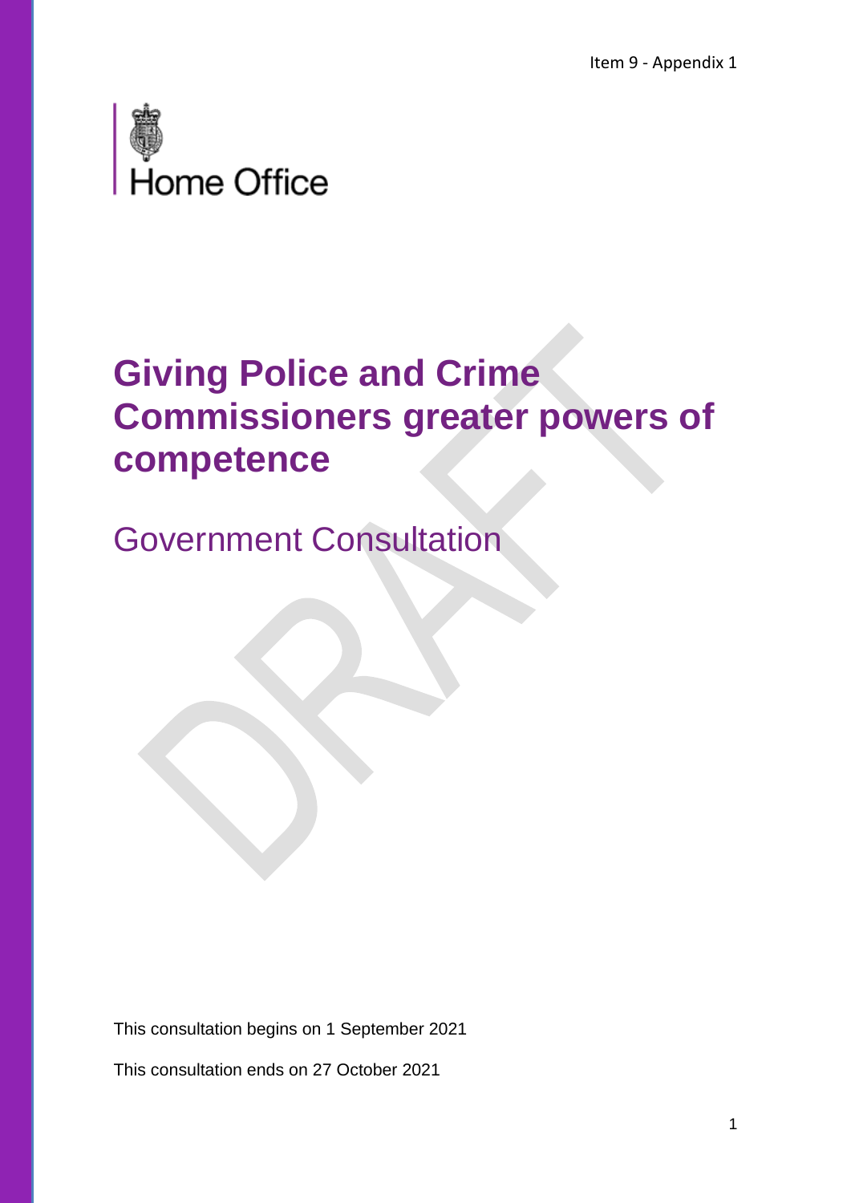Item 9 - Appendix 1

Home Office

# Giving Police and Crime Commissioners greater powers of competence

## Government Consultation

This consultation begins on 1 September 2021

This consultation ends on 27 October 2021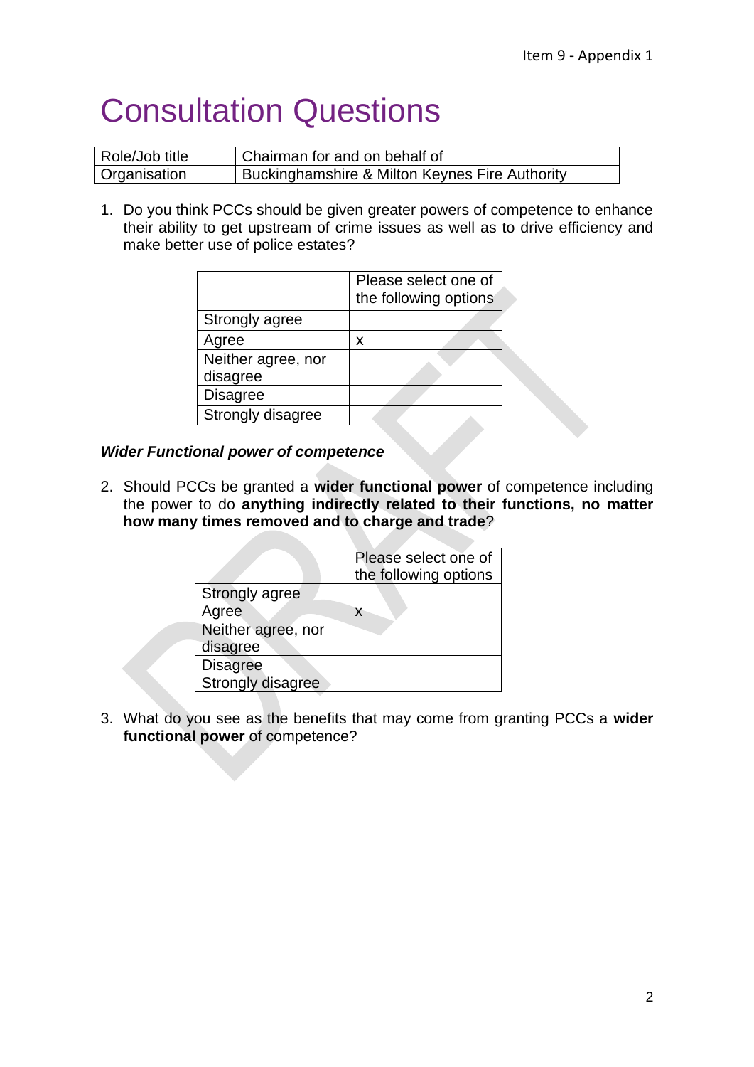# Consultation Questions

| Role/Job title | Chairman for and on behalf of |
|---|---|
| Organisation | Buckinghamshire & Milton Keynes Fire Authority |

1. Do you think PCCs should be given greater powers of competence to enhance their ability to get upstream of crime issues as well as to drive efficiency and make better use of police estates?

| | Please select one of the following options |
|---|---|
| Strongly agree | |
| Agree | x |
| Neither agree, nor disagree | |
| Disagree | |
| Strongly disagree | |

***Wider Functional power of competence***

2. Should PCCs be granted a **wider functional power** of competence including the power to do **anything indirectly related to their functions, no matter how many times removed and to charge and trade**?

| | Please select one of the following options |
|---|---|
| Strongly agree | |
| Agree | x |
| Neither agree, nor disagree | |
| Disagree | |
| Strongly disagree | |

3. What do you see as the benefits that may come from granting PCCs a **wider functional power** of competence?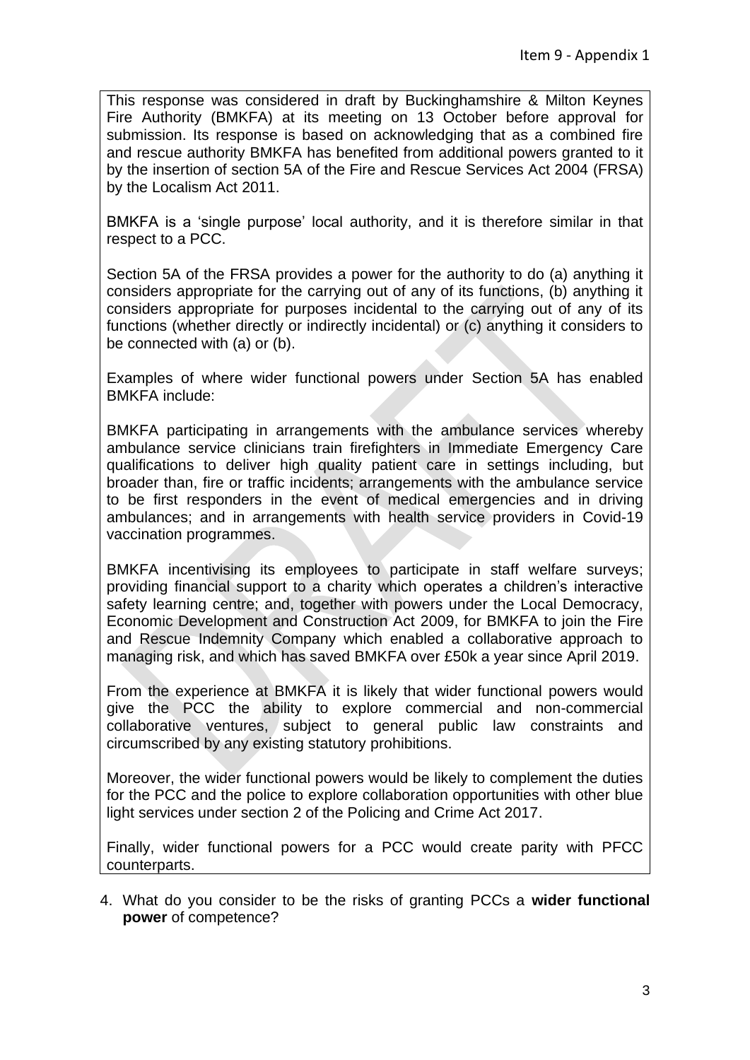This response was considered in draft by Buckinghamshire & Milton Keynes Fire Authority (BMKFA) at its meeting on 13 October before approval for submission. Its response is based on acknowledging that as a combined fire and rescue authority BMKFA has benefited from additional powers granted to it by the insertion of section 5A of the Fire and Rescue Services Act 2004 (FRSA) by the Localism Act 2011.

BMKFA is a 'single purpose' local authority, and it is therefore similar in that respect to a PCC.

Section 5A of the FRSA provides a power for the authority to do (a) anything it considers appropriate for the carrying out of any of its functions, (b) anything it considers appropriate for purposes incidental to the carrying out of any of its functions (whether directly or indirectly incidental) or (c) anything it considers to be connected with (a) or (b).

Examples of where wider functional powers under Section 5A has enabled BMKFA include:

BMKFA participating in arrangements with the ambulance services whereby ambulance service clinicians train firefighters in Immediate Emergency Care qualifications to deliver high quality patient care in settings including, but broader than, fire or traffic incidents; arrangements with the ambulance service to be first responders in the event of medical emergencies and in driving ambulances; and in arrangements with health service providers in Covid-19 vaccination programmes.

BMKFA incentivising its employees to participate in staff welfare surveys; providing financial support to a charity which operates a children's interactive safety learning centre; and, together with powers under the Local Democracy, Economic Development and Construction Act 2009, for BMKFA to join the Fire and Rescue Indemnity Company which enabled a collaborative approach to managing risk, and which has saved BMKFA over £50k a year since April 2019.

From the experience at BMKFA it is likely that wider functional powers would give the PCC the ability to explore commercial and non-commercial collaborative ventures, subject to general public law constraints and circumscribed by any existing statutory prohibitions.

Moreover, the wider functional powers would be likely to complement the duties for the PCC and the police to explore collaboration opportunities with other blue light services under section 2 of the Policing and Crime Act 2017.

Finally, wider functional powers for a PCC would create parity with PFCC counterparts.

4. What do you consider to be the risks of granting PCCs a **wider functional power** of competence?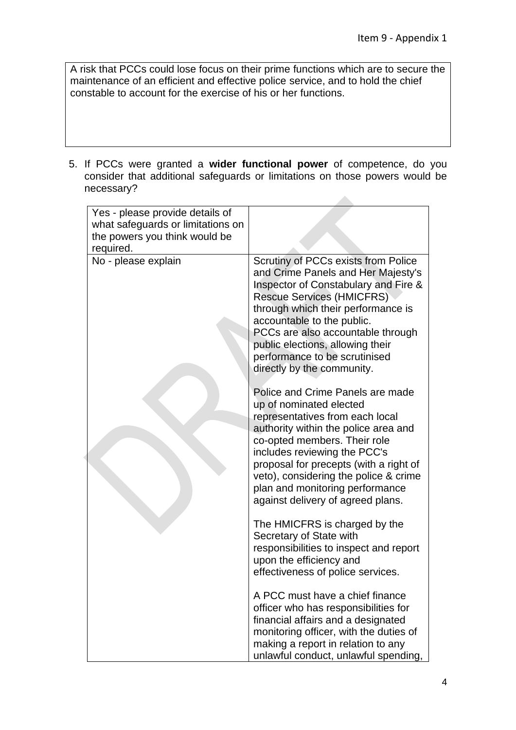| A risk that PCCs could lose focus on their prime functions which are to secure the maintenance of an efficient and effective police service, and to hold the chief constable to account for the exercise of his or her functions. |
|---|

5. If PCCs were granted a **wider functional power** of competence, do you consider that additional safeguards or limitations on those powers would be necessary?

| Yes - please provide details of what safeguards or limitations on the powers you think would be required. | |
|---|---|
| No - please explain | Scrutiny of PCCs exists from Police and Crime Panels and Her Majesty's Inspector of Constabulary and Fire & Rescue Services (HMICFRS) through which their performance is accountable to the public.<br>PCCs are also accountable through public elections, allowing their performance to be scrutinised directly by the community.<br><br>Police and Crime Panels are made up of nominated elected representatives from each local authority within the police area and co-opted members. Their role includes reviewing the PCC's proposal for precepts (with a right of veto), considering the police & crime plan and monitoring performance against delivery of agreed plans.<br><br>The HMICFRS is charged by the Secretary of State with responsibilities to inspect and report upon the efficiency and effectiveness of police services.<br><br>A PCC must have a chief finance officer who has responsibilities for financial affairs and a designated monitoring officer, with the duties of making a report in relation to any unlawful conduct, unlawful spending, |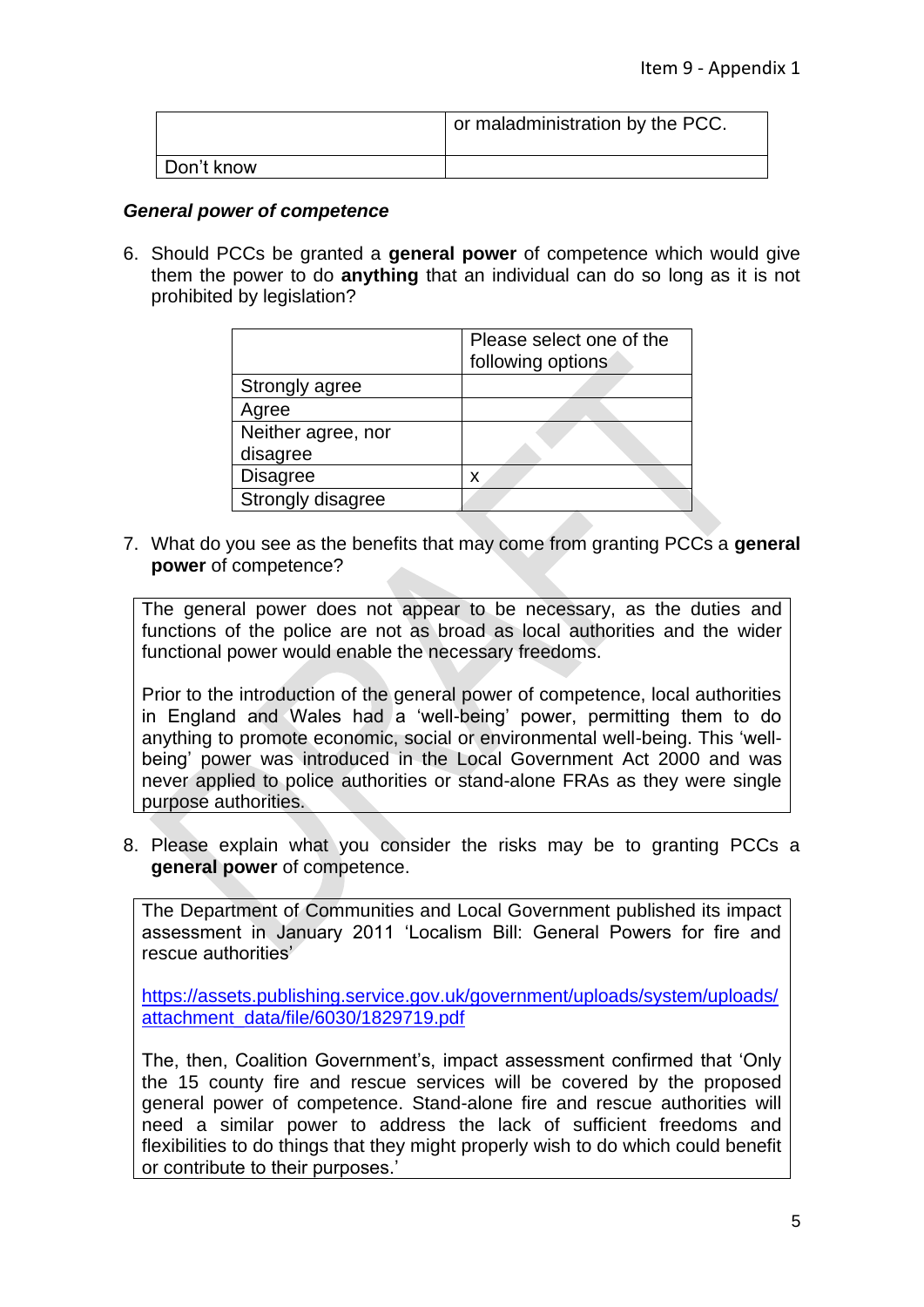| | or maladministration by the PCC. |
|---|---|
| Don't know | |

***General power of competence***

6. Should PCCs be granted a **general power** of competence which would give them the power to do **anything** that an individual can do so long as it is not prohibited by legislation?

| | Please select one of the following options |
|---|---|
| Strongly agree | |
| Agree | |
| Neither agree, nor disagree | |
| Disagree | x |
| Strongly disagree | |

7. What do you see as the benefits that may come from granting PCCs a **general power** of competence?

> The general power does not appear to be necessary, as the duties and functions of the police are not as broad as local authorities and the wider functional power would enable the necessary freedoms.
>
> Prior to the introduction of the general power of competence, local authorities in England and Wales had a 'well-being' power, permitting them to do anything to promote economic, social or environmental well-being. This 'well-being' power was introduced in the Local Government Act 2000 and was never applied to police authorities or stand-alone FRAs as they were single purpose authorities.

8. Please explain what you consider the risks may be to granting PCCs a **general power** of competence.

> The Department of Communities and Local Government published its impact assessment in January 2011 'Localism Bill: General Powers for fire and rescue authorities'
>
> https://assets.publishing.service.gov.uk/government/uploads/system/uploads/attachment_data/file/6030/1829719.pdf
>
> The, then, Coalition Government's, impact assessment confirmed that 'Only the 15 county fire and rescue services will be covered by the proposed general power of competence. Stand-alone fire and rescue authorities will need a similar power to address the lack of sufficient freedoms and flexibilities to do things that they might properly wish to do which could benefit or contribute to their purposes.'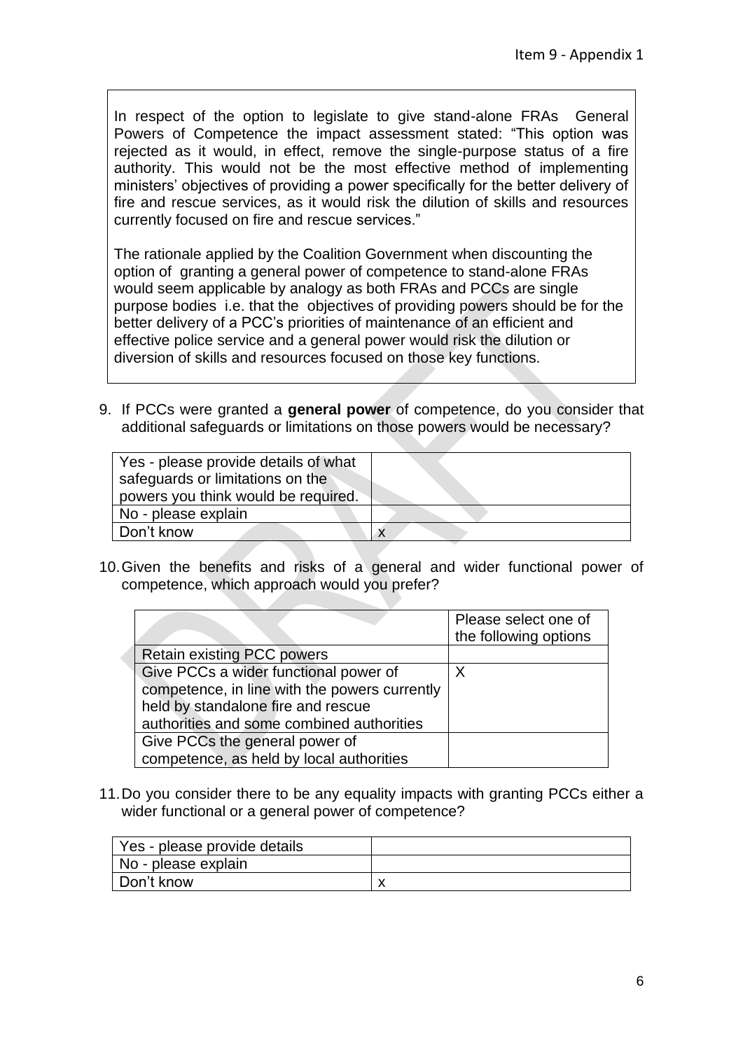In respect of the option to legislate to give stand-alone FRAs General Powers of Competence the impact assessment stated: "This option was rejected as it would, in effect, remove the single-purpose status of a fire authority. This would not be the most effective method of implementing ministers' objectives of providing a power specifically for the better delivery of fire and rescue services, as it would risk the dilution of skills and resources currently focused on fire and rescue services."

The rationale applied by the Coalition Government when discounting the option of granting a general power of competence to stand-alone FRAs would seem applicable by analogy as both FRAs and PCCs are single purpose bodies i.e. that the objectives of providing powers should be for the better delivery of a PCC's priorities of maintenance of an efficient and effective police service and a general power would risk the dilution or diversion of skills and resources focused on those key functions.

9. If PCCs were granted a **general power** of competence, do you consider that additional safeguards or limitations on those powers would be necessary?

| | |
|---|---|
| Yes - please provide details of what safeguards or limitations on the powers you think would be required. | |
| No - please explain | |
| Don't know | x |

10. Given the benefits and risks of a general and wider functional power of competence, which approach would you prefer?

| | Please select one of the following options |
|---|---|
| Retain existing PCC powers | |
| Give PCCs a wider functional power of competence, in line with the powers currently held by standalone fire and rescue authorities and some combined authorities | X |
| Give PCCs the general power of competence, as held by local authorities | |

11. Do you consider there to be any equality impacts with granting PCCs either a wider functional or a general power of competence?

| | |
|---|---|
| Yes - please provide details | |
| No - please explain | |
| Don't know | x |